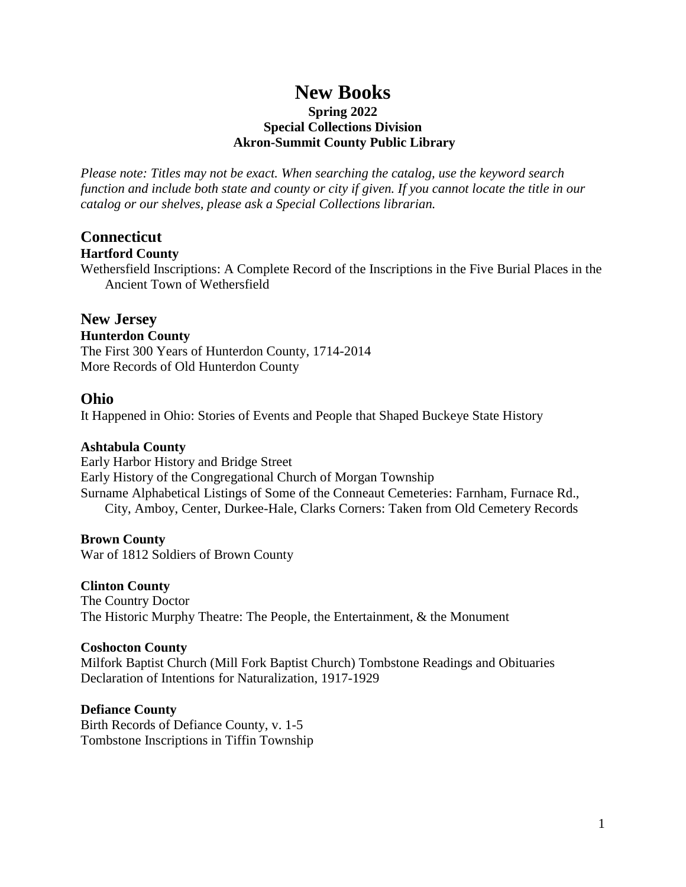# New Books

**Spring 2022**
**Special Collections Division**
**Akron-Summit County Public Library**

*Please note: Titles may not be exact. When searching the catalog, use the keyword search function and include both state and county or city if given. If you cannot locate the title in our catalog or our shelves, please ask a Special Collections librarian.*

## Connecticut

### Hartford County

Wethersfield Inscriptions: A Complete Record of the Inscriptions in the Five Burial Places in the Ancient Town of Wethersfield

## New Jersey

### Hunterdon County

The First 300 Years of Hunterdon County, 1714-2014
More Records of Old Hunterdon County

## Ohio

It Happened in Ohio: Stories of Events and People that Shaped Buckeye State History

### Ashtabula County

Early Harbor History and Bridge Street
Early History of the Congregational Church of Morgan Township
Surname Alphabetical Listings of Some of the Conneaut Cemeteries: Farnham, Furnace Rd., City, Amboy, Center, Durkee-Hale, Clarks Corners: Taken from Old Cemetery Records

### Brown County

War of 1812 Soldiers of Brown County

### Clinton County

The Country Doctor
The Historic Murphy Theatre: The People, the Entertainment, & the Monument

### Coshocton County

Milfork Baptist Church (Mill Fork Baptist Church) Tombstone Readings and Obituaries
Declaration of Intentions for Naturalization, 1917-1929

### Defiance County

Birth Records of Defiance County, v. 1-5
Tombstone Inscriptions in Tiffin Township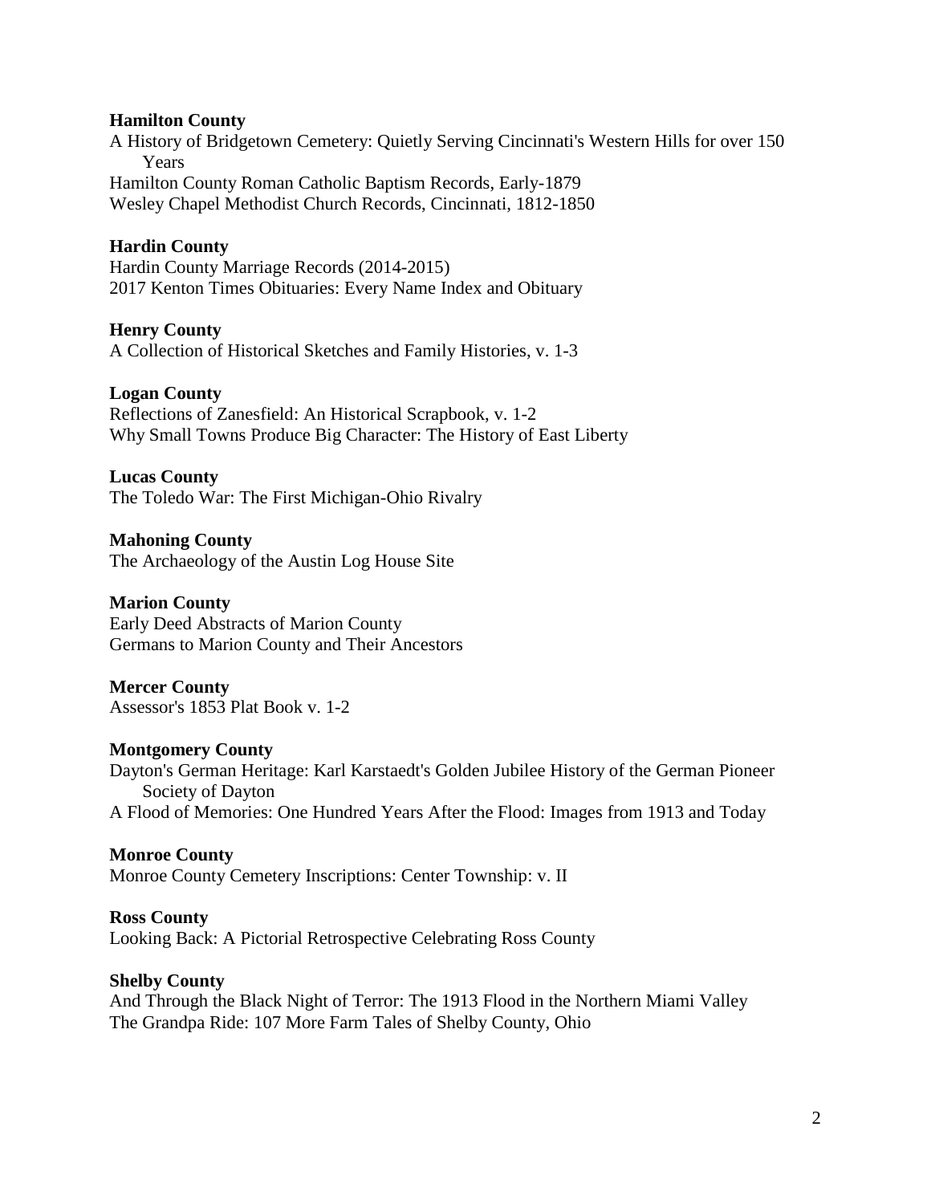**Hamilton County**

A History of Bridgetown Cemetery: Quietly Serving Cincinnati's Western Hills for over 150 Years
Hamilton County Roman Catholic Baptism Records, Early-1879
Wesley Chapel Methodist Church Records, Cincinnati, 1812-1850

**Hardin County**

Hardin County Marriage Records (2014-2015)
2017 Kenton Times Obituaries: Every Name Index and Obituary

**Henry County**

A Collection of Historical Sketches and Family Histories, v. 1-3

**Logan County**

Reflections of Zanesfield: An Historical Scrapbook, v. 1-2
Why Small Towns Produce Big Character: The History of East Liberty

**Lucas County**

The Toledo War: The First Michigan-Ohio Rivalry

**Mahoning County**

The Archaeology of the Austin Log House Site

**Marion County**

Early Deed Abstracts of Marion County
Germans to Marion County and Their Ancestors

**Mercer County**

Assessor's 1853 Plat Book v. 1-2

**Montgomery County**

Dayton's German Heritage: Karl Karstaedt's Golden Jubilee History of the German Pioneer Society of Dayton
A Flood of Memories: One Hundred Years After the Flood: Images from 1913 and Today

**Monroe County**

Monroe County Cemetery Inscriptions: Center Township: v. II

**Ross County**

Looking Back: A Pictorial Retrospective Celebrating Ross County

**Shelby County**

And Through the Black Night of Terror: The 1913 Flood in the Northern Miami Valley
The Grandpa Ride: 107 More Farm Tales of Shelby County, Ohio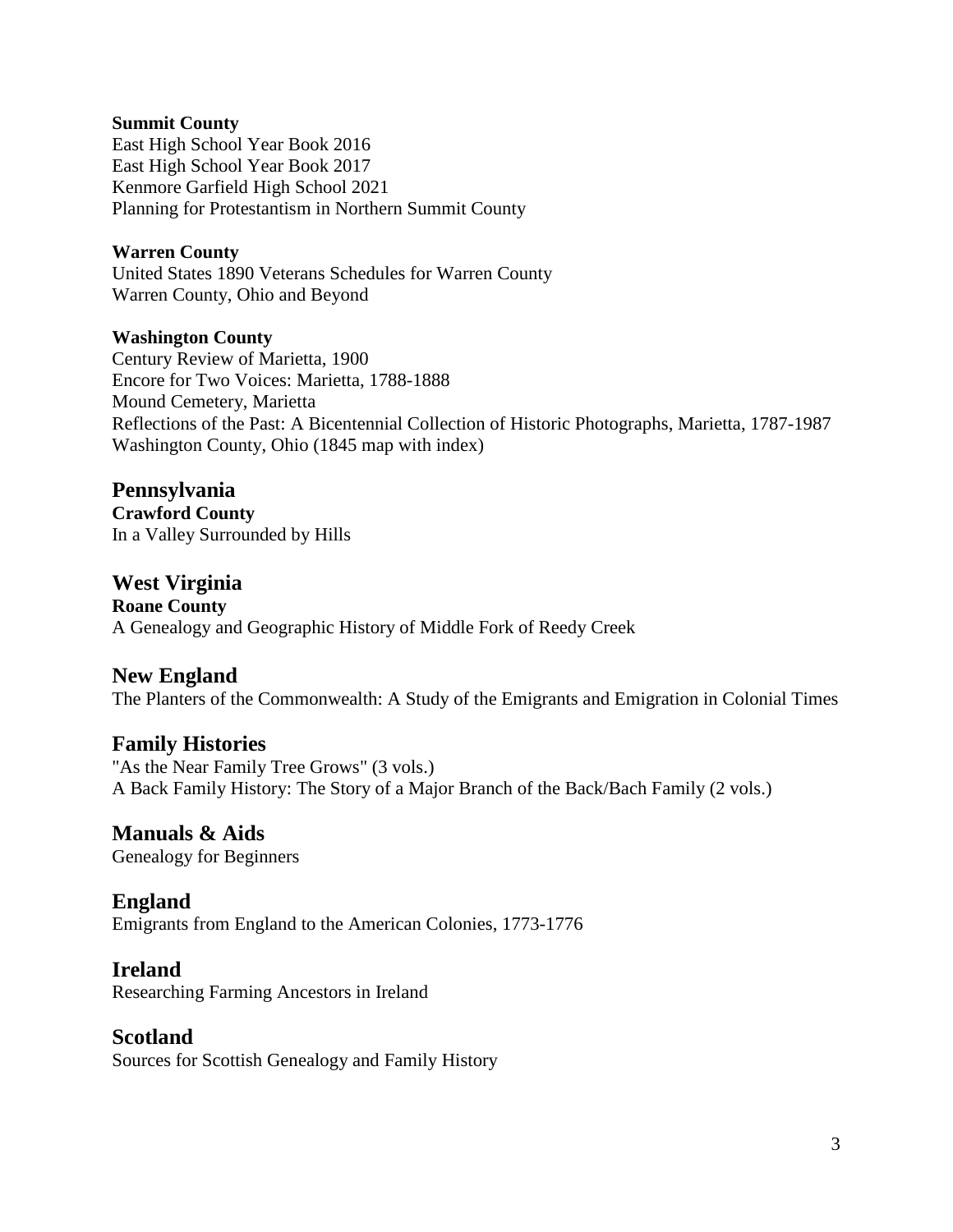### Summit County

East High School Year Book 2016
East High School Year Book 2017
Kenmore Garfield High School 2021
Planning for Protestantism in Northern Summit County

### Warren County

United States 1890 Veterans Schedules for Warren County
Warren County, Ohio and Beyond

### Washington County

Century Review of Marietta, 1900
Encore for Two Voices: Marietta, 1788-1888
Mound Cemetery, Marietta
Reflections of the Past: A Bicentennial Collection of Historic Photographs, Marietta, 1787-1987
Washington County, Ohio (1845 map with index)

## Pennsylvania

### Crawford County

In a Valley Surrounded by Hills

## West Virginia

### Roane County

A Genealogy and Geographic History of Middle Fork of Reedy Creek

## New England

The Planters of the Commonwealth: A Study of the Emigrants and Emigration in Colonial Times

## Family Histories

"As the Near Family Tree Grows" (3 vols.)
A Back Family History: The Story of a Major Branch of the Back/Bach Family (2 vols.)

## Manuals & Aids

Genealogy for Beginners

## England

Emigrants from England to the American Colonies, 1773-1776

## Ireland

Researching Farming Ancestors in Ireland

## Scotland

Sources for Scottish Genealogy and Family History